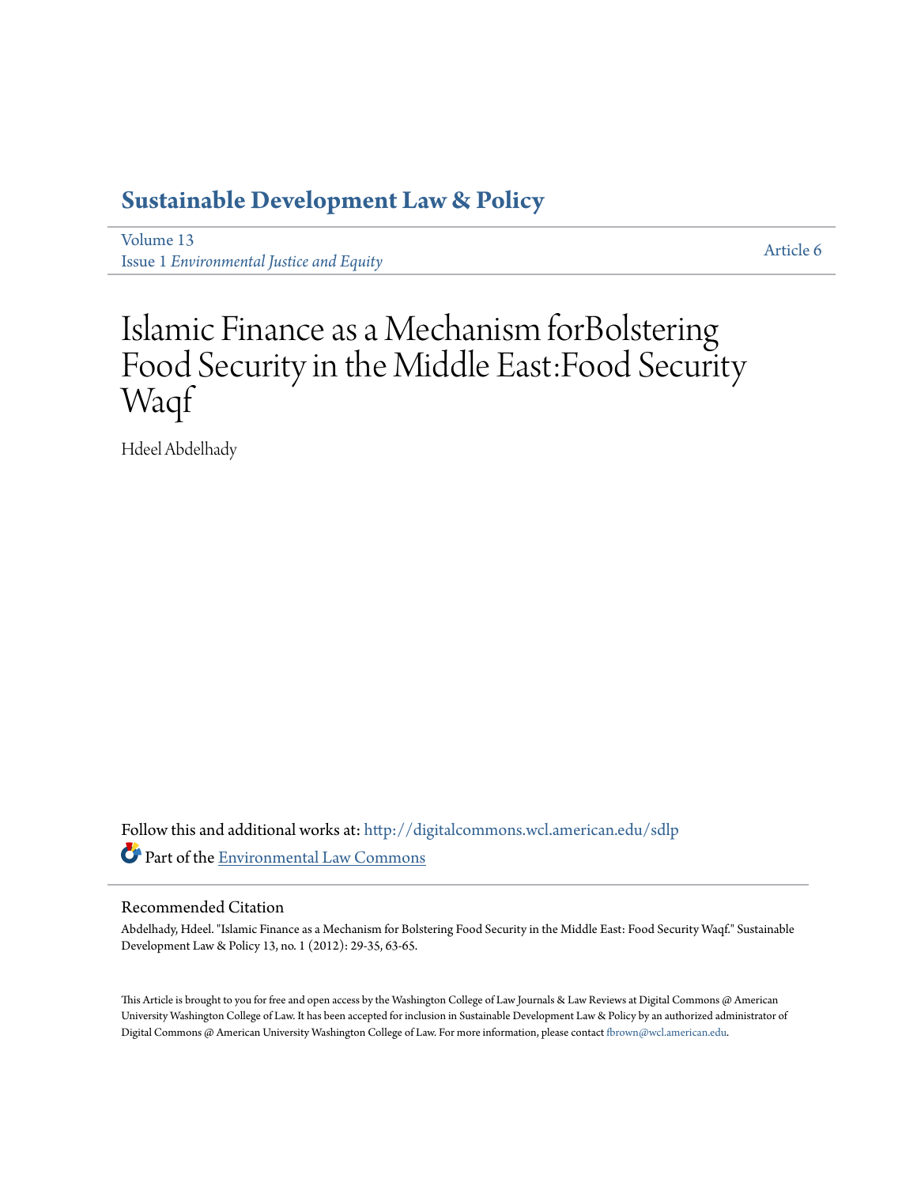# Sustainable Development Law & Policy

Volume 13
Issue 1 *Environmental Justice and Equity*

Article 6

# Islamic Finance as a Mechanism forBolstering Food Security in the Middle East:Food Security Waqf

Hdeel Abdelhady

Follow this and additional works at: http://digitalcommons.wcl.american.edu/sdlp

Part of the Environmental Law Commons

## Recommended Citation

Abdelhady, Hdeel. "Islamic Finance as a Mechanism for Bolstering Food Security in the Middle East: Food Security Waqf." Sustainable Development Law & Policy 13, no. 1 (2012): 29-35, 63-65.

This Article is brought to you for free and open access by the Washington College of Law Journals & Law Reviews at Digital Commons @ American University Washington College of Law. It has been accepted for inclusion in Sustainable Development Law & Policy by an authorized administrator of Digital Commons @ American University Washington College of Law. For more information, please contact fbrown@wcl.american.edu.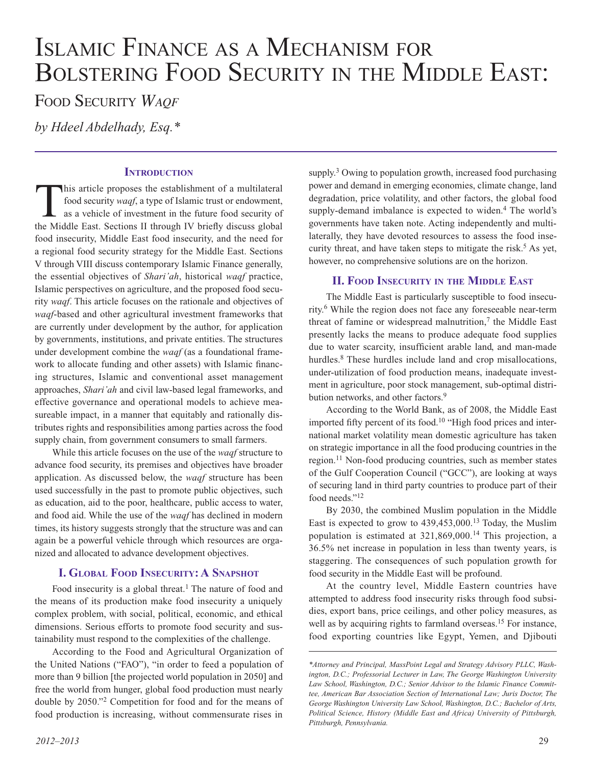# Islamic Finance as a Mechanism for Bolstering Food Security in the Middle East: Food Security *Waqf*

*by Hdeel Abdelhady, Esq.\**

## Introduction

This article proposes the establishment of a multilateral food security *waqf*, a type of Islamic trust or endowment, as a vehicle of investment in the future food security of the Middle East. Sections II through IV briefly discuss global food insecurity, Middle East food insecurity, and the need for a regional food security strategy for the Middle East. Sections V through VIII discuss contemporary Islamic Finance generally, the essential objectives of *Shari'ah*, historical *waqf* practice, Islamic perspectives on agriculture, and the proposed food security *waqf*. This article focuses on the rationale and objectives of *waqf*-based and other agricultural investment frameworks that are currently under development by the author, for application by governments, institutions, and private entities. The structures under development combine the *waqf* (as a foundational framework to allocate funding and other assets) with Islamic financing structures, Islamic and conventional asset management approaches, *Shari'ah* and civil law-based legal frameworks, and effective governance and operational models to achieve measureable impact, in a manner that equitably and rationally distributes rights and responsibilities among parties across the food supply chain, from government consumers to small farmers.

While this article focuses on the use of the *waqf* structure to advance food security, its premises and objectives have broader application. As discussed below, the *waqf* structure has been used successfully in the past to promote public objectives, such as education, aid to the poor, healthcare, public access to water, and food aid. While the use of the *waqf* has declined in modern times, its history suggests strongly that the structure was and can again be a powerful vehicle through which resources are organized and allocated to advance development objectives.

## I. Global Food Insecurity: A Snapshot

Food insecurity is a global threat.[1] The nature of food and the means of its production make food insecurity a uniquely complex problem, with social, political, economic, and ethical dimensions. Serious efforts to promote food security and sustainability must respond to the complexities of the challenge.

According to the Food and Agricultural Organization of the United Nations ("FAO"), "in order to feed a population of more than 9 billion [the projected world population in 2050] and free the world from hunger, global food production must nearly double by 2050."[2] Competition for food and for the means of food production is increasing, without commensurate rises in supply.[3] Owing to population growth, increased food purchasing power and demand in emerging economies, climate change, land degradation, price volatility, and other factors, the global food supply-demand imbalance is expected to widen.[4] The world's governments have taken note. Acting independently and multilaterally, they have devoted resources to assess the food insecurity threat, and have taken steps to mitigate the risk.[5] As yet, however, no comprehensive solutions are on the horizon.

## II. Food Insecurity in the Middle East

The Middle East is particularly susceptible to food insecurity.[6] While the region does not face any foreseeable near-term threat of famine or widespread malnutrition,[7] the Middle East presently lacks the means to produce adequate food supplies due to water scarcity, insufficient arable land, and man-made hurdles.[8] These hurdles include land and crop misallocations, under-utilization of food production means, inadequate investment in agriculture, poor stock management, sub-optimal distribution networks, and other factors.[9]

According to the World Bank, as of 2008, the Middle East imported fifty percent of its food.[10] "High food prices and international market volatility mean domestic agriculture has taken on strategic importance in all the food producing countries in the region.[11] Non-food producing countries, such as member states of the Gulf Cooperation Council ("GCC"), are looking at ways of securing land in third party countries to produce part of their food needs."[12]

By 2030, the combined Muslim population in the Middle East is expected to grow to 439,453,000.[13] Today, the Muslim population is estimated at 321,869,000.[14] This projection, a 36.5% net increase in population in less than twenty years, is staggering. The consequences of such population growth for food security in the Middle East will be profound.

At the country level, Middle Eastern countries have attempted to address food insecurity risks through food subsidies, export bans, price ceilings, and other policy measures, as well as by acquiring rights to farmland overseas.[15] For instance, food exporting countries like Egypt, Yemen, and Djibouti

---

*\*Attorney and Principal, MassPoint Legal and Strategy Advisory PLLC, Washington, D.C.; Professorial Lecturer in Law, The George Washington University Law School, Washington, D.C.; Senior Advisor to the Islamic Finance Committee, American Bar Association Section of International Law; Juris Doctor, The George Washington University Law School, Washington, D.C.; Bachelor of Arts, Political Science, History (Middle East and Africa) University of Pittsburgh, Pittsburgh, Pennsylvania.*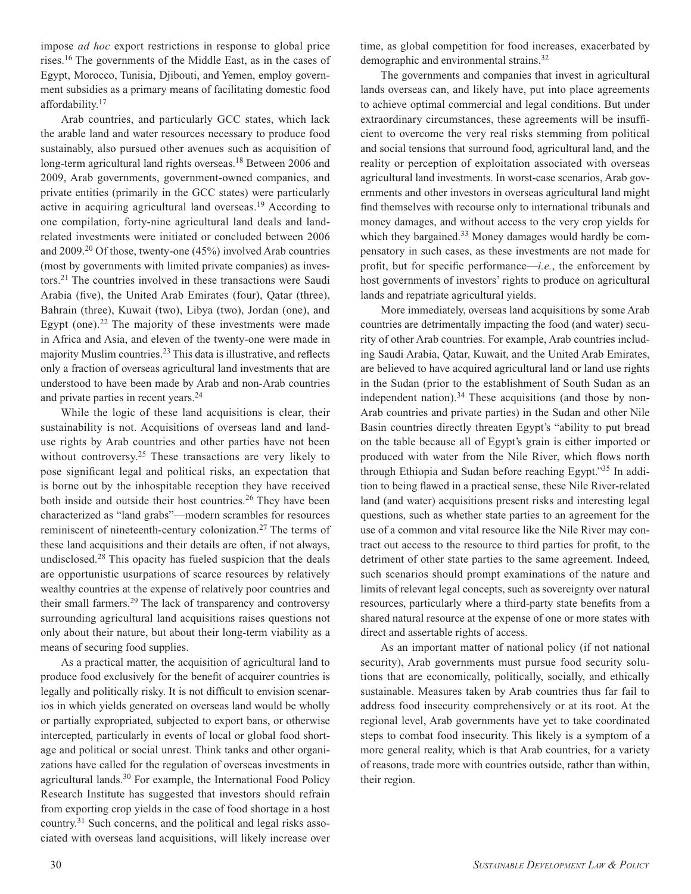impose *ad hoc* export restrictions in response to global price rises.[16] The governments of the Middle East, as in the cases of Egypt, Morocco, Tunisia, Djibouti, and Yemen, employ government subsidies as a primary means of facilitating domestic food affordability.[17]

Arab countries, and particularly GCC states, which lack the arable land and water resources necessary to produce food sustainably, also pursued other avenues such as acquisition of long-term agricultural land rights overseas.[18] Between 2006 and 2009, Arab governments, government-owned companies, and private entities (primarily in the GCC states) were particularly active in acquiring agricultural land overseas.[19] According to one compilation, forty-nine agricultural land deals and land-related investments were initiated or concluded between 2006 and 2009.[20] Of those, twenty-one (45%) involved Arab countries (most by governments with limited private companies) as investors.[21] The countries involved in these transactions were Saudi Arabia (five), the United Arab Emirates (four), Qatar (three), Bahrain (three), Kuwait (two), Libya (two), Jordan (one), and Egypt (one).[22] The majority of these investments were made in Africa and Asia, and eleven of the twenty-one were made in majority Muslim countries.[23] This data is illustrative, and reflects only a fraction of overseas agricultural land investments that are understood to have been made by Arab and non-Arab countries and private parties in recent years.[24]

While the logic of these land acquisitions is clear, their sustainability is not. Acquisitions of overseas land and land-use rights by Arab countries and other parties have not been without controversy.[25] These transactions are very likely to pose significant legal and political risks, an expectation that is borne out by the inhospitable reception they have received both inside and outside their host countries.[26] They have been characterized as "land grabs"—modern scrambles for resources reminiscent of nineteenth-century colonization.[27] The terms of these land acquisitions and their details are often, if not always, undisclosed.[28] This opacity has fueled suspicion that the deals are opportunistic usurpations of scarce resources by relatively wealthy countries at the expense of relatively poor countries and their small farmers.[29] The lack of transparency and controversy surrounding agricultural land acquisitions raises questions not only about their nature, but about their long-term viability as a means of securing food supplies.

As a practical matter, the acquisition of agricultural land to produce food exclusively for the benefit of acquirer countries is legally and politically risky. It is not difficult to envision scenarios in which yields generated on overseas land would be wholly or partially expropriated, subjected to export bans, or otherwise intercepted, particularly in events of local or global food shortage and political or social unrest. Think tanks and other organizations have called for the regulation of overseas investments in agricultural lands.[30] For example, the International Food Policy Research Institute has suggested that investors should refrain from exporting crop yields in the case of food shortage in a host country.[31] Such concerns, and the political and legal risks associated with overseas land acquisitions, will likely increase over time, as global competition for food increases, exacerbated by demographic and environmental strains.[32]

The governments and companies that invest in agricultural lands overseas can, and likely have, put into place agreements to achieve optimal commercial and legal conditions. But under extraordinary circumstances, these agreements will be insufficient to overcome the very real risks stemming from political and social tensions that surround food, agricultural land, and the reality or perception of exploitation associated with overseas agricultural land investments. In worst-case scenarios, Arab governments and other investors in overseas agricultural land might find themselves with recourse only to international tribunals and money damages, and without access to the very crop yields for which they bargained.[33] Money damages would hardly be compensatory in such cases, as these investments are not made for profit, but for specific performance—*i.e.*, the enforcement by host governments of investors' rights to produce on agricultural lands and repatriate agricultural yields.

More immediately, overseas land acquisitions by some Arab countries are detrimentally impacting the food (and water) security of other Arab countries. For example, Arab countries including Saudi Arabia, Qatar, Kuwait, and the United Arab Emirates, are believed to have acquired agricultural land or land use rights in the Sudan (prior to the establishment of South Sudan as an independent nation).[34] These acquisitions (and those by non-Arab countries and private parties) in the Sudan and other Nile Basin countries directly threaten Egypt's "ability to put bread on the table because all of Egypt's grain is either imported or produced with water from the Nile River, which flows north through Ethiopia and Sudan before reaching Egypt."[35] In addition to being flawed in a practical sense, these Nile River-related land (and water) acquisitions present risks and interesting legal questions, such as whether state parties to an agreement for the use of a common and vital resource like the Nile River may contract out access to the resource to third parties for profit, to the detriment of other state parties to the same agreement. Indeed, such scenarios should prompt examinations of the nature and limits of relevant legal concepts, such as sovereignty over natural resources, particularly where a third-party state benefits from a shared natural resource at the expense of one or more states with direct and assertable rights of access.

As an important matter of national policy (if not national security), Arab governments must pursue food security solutions that are economically, politically, socially, and ethically sustainable. Measures taken by Arab countries thus far fail to address food insecurity comprehensively or at its root. At the regional level, Arab governments have yet to take coordinated steps to combat food insecurity. This likely is a symptom of a more general reality, which is that Arab countries, for a variety of reasons, trade more with countries outside, rather than within, their region.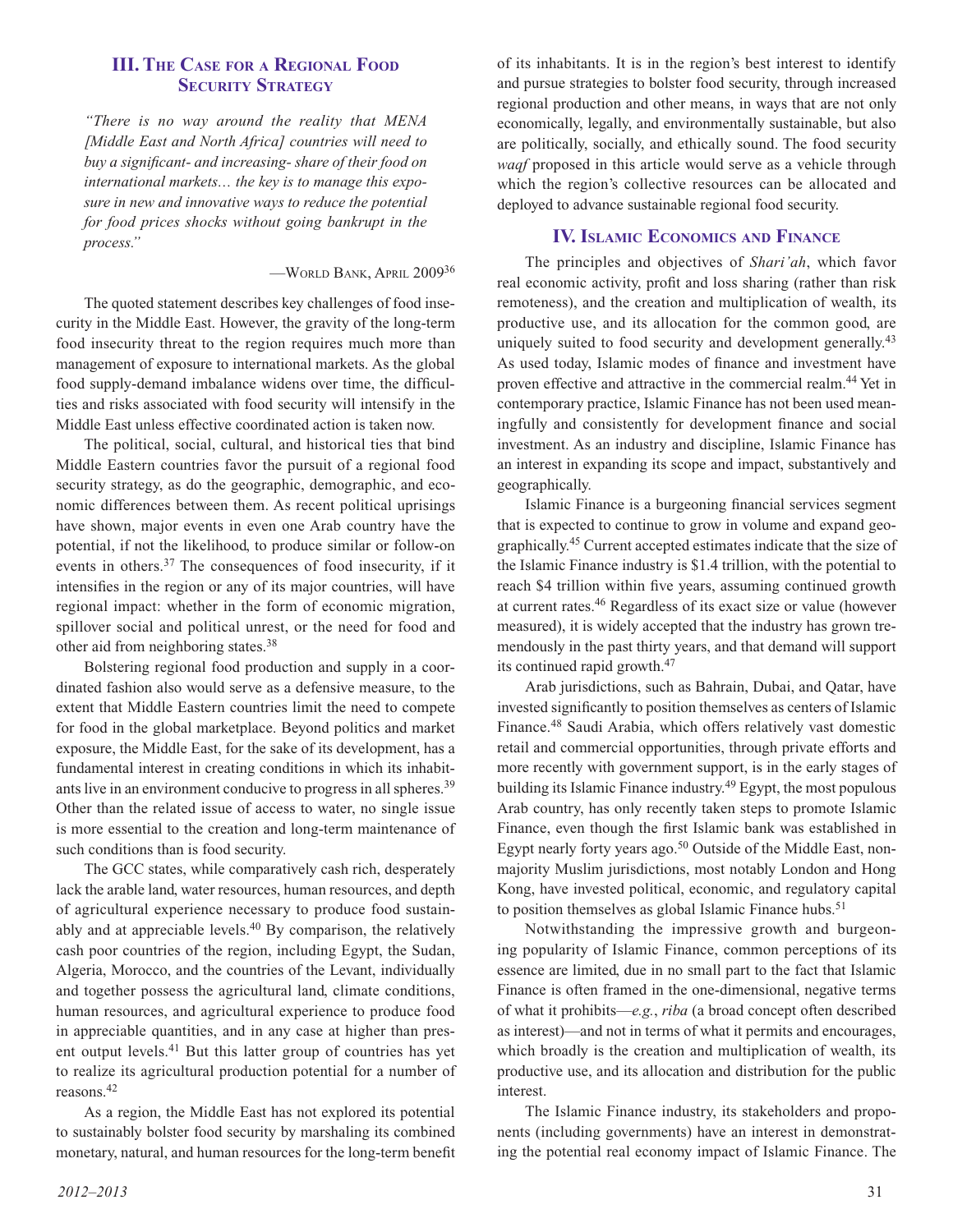## III. The Case for a Regional Food Security Strategy

*"There is no way around the reality that MENA [Middle East and North Africa] countries will need to buy a significant- and increasing- share of their food on international markets… the key is to manage this exposure in new and innovative ways to reduce the potential for food prices shocks without going bankrupt in the process."*

—World Bank, April 2009[36]

The quoted statement describes key challenges of food insecurity in the Middle East. However, the gravity of the long-term food insecurity threat to the region requires much more than management of exposure to international markets. As the global food supply-demand imbalance widens over time, the difficulties and risks associated with food security will intensify in the Middle East unless effective coordinated action is taken now.

The political, social, cultural, and historical ties that bind Middle Eastern countries favor the pursuit of a regional food security strategy, as do the geographic, demographic, and economic differences between them. As recent political uprisings have shown, major events in even one Arab country have the potential, if not the likelihood, to produce similar or follow-on events in others.[37] The consequences of food insecurity, if it intensifies in the region or any of its major countries, will have regional impact: whether in the form of economic migration, spillover social and political unrest, or the need for food and other aid from neighboring states.[38]

Bolstering regional food production and supply in a coordinated fashion also would serve as a defensive measure, to the extent that Middle Eastern countries limit the need to compete for food in the global marketplace. Beyond politics and market exposure, the Middle East, for the sake of its development, has a fundamental interest in creating conditions in which its inhabitants live in an environment conducive to progress in all spheres.[39] Other than the related issue of access to water, no single issue is more essential to the creation and long-term maintenance of such conditions than is food security.

The GCC states, while comparatively cash rich, desperately lack the arable land, water resources, human resources, and depth of agricultural experience necessary to produce food sustainably and at appreciable levels.[40] By comparison, the relatively cash poor countries of the region, including Egypt, the Sudan, Algeria, Morocco, and the countries of the Levant, individually and together possess the agricultural land, climate conditions, human resources, and agricultural experience to produce food in appreciable quantities, and in any case at higher than present output levels.[41] But this latter group of countries has yet to realize its agricultural production potential for a number of reasons.[42]

As a region, the Middle East has not explored its potential to sustainably bolster food security by marshaling its combined monetary, natural, and human resources for the long-term benefit of its inhabitants. It is in the region's best interest to identify and pursue strategies to bolster food security, through increased regional production and other means, in ways that are not only economically, legally, and environmentally sustainable, but also are politically, socially, and ethically sound. The food security *waqf* proposed in this article would serve as a vehicle through which the region's collective resources can be allocated and deployed to advance sustainable regional food security.

## IV. Islamic Economics and Finance

The principles and objectives of *Shari'ah*, which favor real economic activity, profit and loss sharing (rather than risk remoteness), and the creation and multiplication of wealth, its productive use, and its allocation for the common good, are uniquely suited to food security and development generally.[43] As used today, Islamic modes of finance and investment have proven effective and attractive in the commercial realm.[44] Yet in contemporary practice, Islamic Finance has not been used meaningfully and consistently for development finance and social investment. As an industry and discipline, Islamic Finance has an interest in expanding its scope and impact, substantively and geographically.

Islamic Finance is a burgeoning financial services segment that is expected to continue to grow in volume and expand geographically.[45] Current accepted estimates indicate that the size of the Islamic Finance industry is $1.4 trillion, with the potential to reach $4 trillion within five years, assuming continued growth at current rates.[46] Regardless of its exact size or value (however measured), it is widely accepted that the industry has grown tremendously in the past thirty years, and that demand will support its continued rapid growth.[47]

Arab jurisdictions, such as Bahrain, Dubai, and Qatar, have invested significantly to position themselves as centers of Islamic Finance.[48] Saudi Arabia, which offers relatively vast domestic retail and commercial opportunities, through private efforts and more recently with government support, is in the early stages of building its Islamic Finance industry.[49] Egypt, the most populous Arab country, has only recently taken steps to promote Islamic Finance, even though the first Islamic bank was established in Egypt nearly forty years ago.[50] Outside of the Middle East, non-majority Muslim jurisdictions, most notably London and Hong Kong, have invested political, economic, and regulatory capital to position themselves as global Islamic Finance hubs.[51]

Notwithstanding the impressive growth and burgeoning popularity of Islamic Finance, common perceptions of its essence are limited, due in no small part to the fact that Islamic Finance is often framed in the one-dimensional, negative terms of what it prohibits—*e.g.*, *riba* (a broad concept often described as interest)—and not in terms of what it permits and encourages, which broadly is the creation and multiplication of wealth, its productive use, and its allocation and distribution for the public interest.

The Islamic Finance industry, its stakeholders and proponents (including governments) have an interest in demonstrating the potential real economy impact of Islamic Finance. The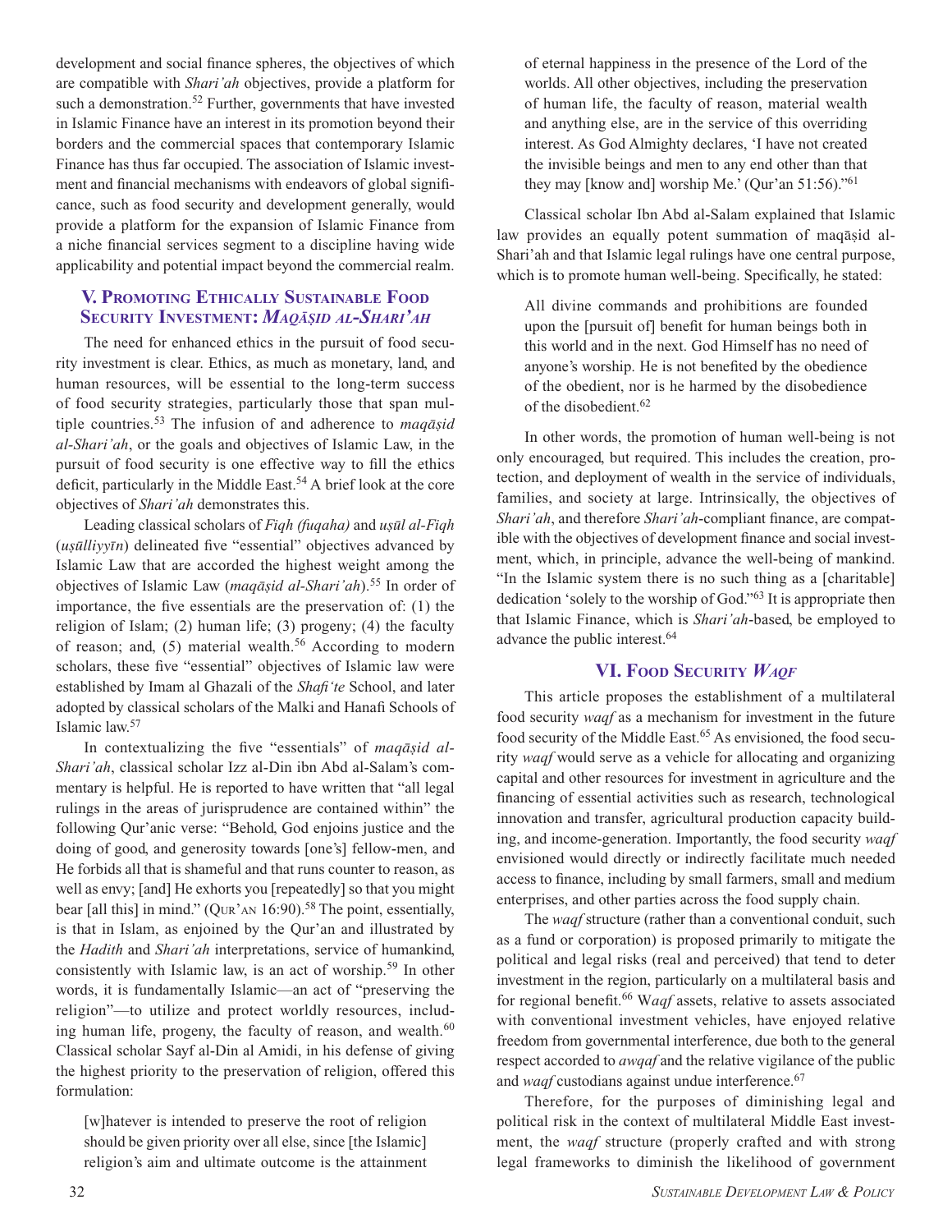development and social finance spheres, the objectives of which are compatible with *Shari'ah* objectives, provide a platform for such a demonstration.[52] Further, governments that have invested in Islamic Finance have an interest in its promotion beyond their borders and the commercial spaces that contemporary Islamic Finance has thus far occupied. The association of Islamic investment and financial mechanisms with endeavors of global significance, such as food security and development generally, would provide a platform for the expansion of Islamic Finance from a niche financial services segment to a discipline having wide applicability and potential impact beyond the commercial realm.

## V. Promoting Ethically Sustainable Food Security Investment: *Maqāṣid al-Shari'ah*

The need for enhanced ethics in the pursuit of food security investment is clear. Ethics, as much as monetary, land, and human resources, will be essential to the long-term success of food security strategies, particularly those that span multiple countries.[53] The infusion of and adherence to *maqāṣid al-Shari'ah*, or the goals and objectives of Islamic Law, in the pursuit of food security is one effective way to fill the ethics deficit, particularly in the Middle East.[54] A brief look at the core objectives of *Shari'ah* demonstrates this.

Leading classical scholars of *Fiqh (fuqaha)* and *uṣūl al-Fiqh* (*uṣūlliyyīn*) delineated five "essential" objectives advanced by Islamic Law that are accorded the highest weight among the objectives of Islamic Law (*maqāṣid al-Shari'ah*).[55] In order of importance, the five essentials are the preservation of: (1) the religion of Islam; (2) human life; (3) progeny; (4) the faculty of reason; and, (5) material wealth.[56] According to modern scholars, these five "essential" objectives of Islamic law were established by Imam al Ghazali of the *Shafi'te* School, and later adopted by classical scholars of the Malki and Hanafi Schools of Islamic law.[57]

In contextualizing the five "essentials" of *maqāṣid al-Shari'ah*, classical scholar Izz al-Din ibn Abd al-Salam's commentary is helpful. He is reported to have written that "all legal rulings in the areas of jurisprudence are contained within" the following Qur'anic verse: "Behold, God enjoins justice and the doing of good, and generosity towards [one's] fellow-men, and He forbids all that is shameful and that runs counter to reason, as well as envy; [and] He exhorts you [repeatedly] so that you might bear [all this] in mind." (Qur'an 16:90).[58] The point, essentially, is that in Islam, as enjoined by the Qur'an and illustrated by the *Hadith* and *Shari'ah* interpretations, service of humankind, consistently with Islamic law, is an act of worship.[59] In other words, it is fundamentally Islamic—an act of "preserving the religion"—to utilize and protect worldly resources, including human life, progeny, the faculty of reason, and wealth.[60] Classical scholar Sayf al-Din al Amidi, in his defense of giving the highest priority to the preservation of religion, offered this formulation:

> [w]hatever is intended to preserve the root of religion should be given priority over all else, since [the Islamic] religion's aim and ultimate outcome is the attainment of eternal happiness in the presence of the Lord of the worlds. All other objectives, including the preservation of human life, the faculty of reason, material wealth and anything else, are in the service of this overriding interest. As God Almighty declares, 'I have not created the invisible beings and men to any end other than that they may [know and] worship Me.' (Qur'an 51:56)."[61]

Classical scholar Ibn Abd al-Salam explained that Islamic law provides an equally potent summation of maqāṣid al-Shari'ah and that Islamic legal rulings have one central purpose, which is to promote human well-being. Specifically, he stated:

> All divine commands and prohibitions are founded upon the [pursuit of] benefit for human beings both in this world and in the next. God Himself has no need of anyone's worship. He is not benefited by the obedience of the obedient, nor is he harmed by the disobedience of the disobedient.[62]

In other words, the promotion of human well-being is not only encouraged, but required. This includes the creation, protection, and deployment of wealth in the service of individuals, families, and society at large. Intrinsically, the objectives of *Shari'ah*, and therefore *Shari'ah*-compliant finance, are compatible with the objectives of development finance and social investment, which, in principle, advance the well-being of mankind. "In the Islamic system there is no such thing as a [charitable] dedication 'solely to the worship of God."[63] It is appropriate then that Islamic Finance, which is *Shari'ah*-based, be employed to advance the public interest.[64]

## VI. Food Security *Waqf*

This article proposes the establishment of a multilateral food security *waqf* as a mechanism for investment in the future food security of the Middle East.[65] As envisioned, the food security *waqf* would serve as a vehicle for allocating and organizing capital and other resources for investment in agriculture and the financing of essential activities such as research, technological innovation and transfer, agricultural production capacity building, and income-generation. Importantly, the food security *waqf* envisioned would directly or indirectly facilitate much needed access to finance, including by small farmers, small and medium enterprises, and other parties across the food supply chain.

The *waqf* structure (rather than a conventional conduit, such as a fund or corporation) is proposed primarily to mitigate the political and legal risks (real and perceived) that tend to deter investment in the region, particularly on a multilateral basis and for regional benefit.[66] W*aqf* assets, relative to assets associated with conventional investment vehicles, have enjoyed relative freedom from governmental interference, due both to the general respect accorded to *awqaf* and the relative vigilance of the public and *waqf* custodians against undue interference.[67]

Therefore, for the purposes of diminishing legal and political risk in the context of multilateral Middle East investment, the *waqf* structure (properly crafted and with strong legal frameworks to diminish the likelihood of government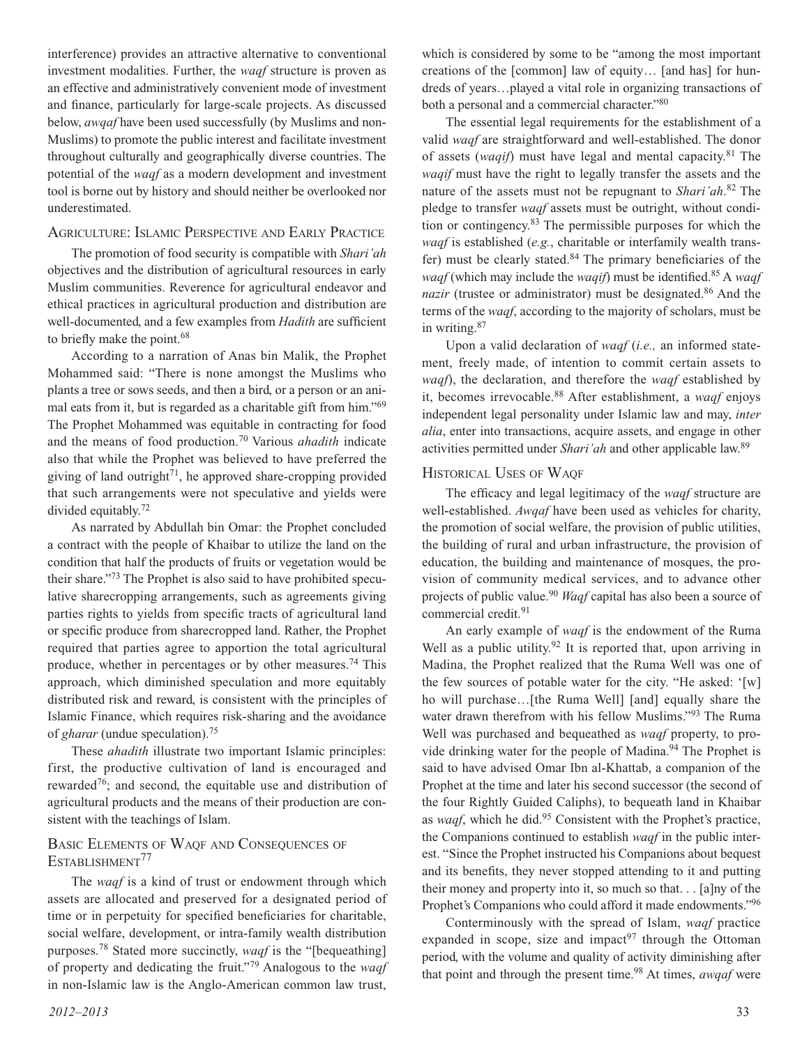interference) provides an attractive alternative to conventional investment modalities. Further, the *waqf* structure is proven as an effective and administratively convenient mode of investment and finance, particularly for large-scale projects. As discussed below, *awqaf* have been used successfully (by Muslims and non-Muslims) to promote the public interest and facilitate investment throughout culturally and geographically diverse countries. The potential of the *waqf* as a modern development and investment tool is borne out by history and should neither be overlooked nor underestimated.

## Agriculture: Islamic Perspective and Early Practice

The promotion of food security is compatible with *Shari'ah* objectives and the distribution of agricultural resources in early Muslim communities. Reverence for agricultural endeavor and ethical practices in agricultural production and distribution are well-documented, and a few examples from *Hadith* are sufficient to briefly make the point.[68]

According to a narration of Anas bin Malik, the Prophet Mohammed said: "There is none amongst the Muslims who plants a tree or sows seeds, and then a bird, or a person or an animal eats from it, but is regarded as a charitable gift from him."[69] The Prophet Mohammed was equitable in contracting for food and the means of food production.[70] Various *ahadith* indicate also that while the Prophet was believed to have preferred the giving of land outright[71], he approved share-cropping provided that such arrangements were not speculative and yields were divided equitably.[72]

As narrated by Abdullah bin Omar: the Prophet concluded a contract with the people of Khaibar to utilize the land on the condition that half the products of fruits or vegetation would be their share."[73] The Prophet is also said to have prohibited speculative sharecropping arrangements, such as agreements giving parties rights to yields from specific tracts of agricultural land or specific produce from sharecropped land. Rather, the Prophet required that parties agree to apportion the total agricultural produce, whether in percentages or by other measures.[74] This approach, which diminished speculation and more equitably distributed risk and reward, is consistent with the principles of Islamic Finance, which requires risk-sharing and the avoidance of *gharar* (undue speculation).[75]

These *ahadith* illustrate two important Islamic principles: first, the productive cultivation of land is encouraged and rewarded[76]; and second, the equitable use and distribution of agricultural products and the means of their production are consistent with the teachings of Islam.

## Basic Elements of Waqf and Consequences of Establishment[77]

The *waqf* is a kind of trust or endowment through which assets are allocated and preserved for a designated period of time or in perpetuity for specified beneficiaries for charitable, social welfare, development, or intra-family wealth distribution purposes.[78] Stated more succinctly, *waqf* is the "[bequeathing] of property and dedicating the fruit."[79] Analogous to the *waqf* in non-Islamic law is the Anglo-American common law trust, which is considered by some to be "among the most important creations of the [common] law of equity… [and has] for hundreds of years…played a vital role in organizing transactions of both a personal and a commercial character."[80]

The essential legal requirements for the establishment of a valid *waqf* are straightforward and well-established. The donor of assets (*waqif*) must have legal and mental capacity.[81] The *waqif* must have the right to legally transfer the assets and the nature of the assets must not be repugnant to *Shari'ah*.[82] The pledge to transfer *waqf* assets must be outright, without condition or contingency.[83] The permissible purposes for which the *waqf* is established (*e.g.*, charitable or interfamily wealth transfer) must be clearly stated.[84] The primary beneficiaries of the *waqf* (which may include the *waqif*) must be identified.[85] A *waqf nazir* (trustee or administrator) must be designated.[86] And the terms of the *waqf*, according to the majority of scholars, must be in writing.[87]

Upon a valid declaration of *waqf* (*i.e.,* an informed statement, freely made, of intention to commit certain assets to *waqf*), the declaration, and therefore the *waqf* established by it, becomes irrevocable.[88] After establishment, a *waqf* enjoys independent legal personality under Islamic law and may, *inter alia*, enter into transactions, acquire assets, and engage in other activities permitted under *Shari'ah* and other applicable law.[89]

## Historical Uses of Waqf

The efficacy and legal legitimacy of the *waqf* structure are well-established. *Awqaf* have been used as vehicles for charity, the promotion of social welfare, the provision of public utilities, the building of rural and urban infrastructure, the provision of education, the building and maintenance of mosques, the provision of community medical services, and to advance other projects of public value.[90] *Waqf* capital has also been a source of commercial credit.[91]

An early example of *waqf* is the endowment of the Ruma Well as a public utility.[92] It is reported that, upon arriving in Madina, the Prophet realized that the Ruma Well was one of the few sources of potable water for the city. "He asked: '[w]ho will purchase…[the Ruma Well] [and] equally share the water drawn therefrom with his fellow Muslims."[93] The Ruma Well was purchased and bequeathed as *waqf* property, to provide drinking water for the people of Madina.[94] The Prophet is said to have advised Omar Ibn al-Khattab, a companion of the Prophet at the time and later his second successor (the second of the four Rightly Guided Caliphs), to bequeath land in Khaibar as *waqf*, which he did.[95] Consistent with the Prophet's practice, the Companions continued to establish *waqf* in the public interest. "Since the Prophet instructed his Companions about bequest and its benefits, they never stopped attending to it and putting their money and property into it, so much so that. . . [a]ny of the Prophet's Companions who could afford it made endowments."[96]

Conterminously with the spread of Islam, *waqf* practice expanded in scope, size and impact[97] through the Ottoman period, with the volume and quality of activity diminishing after that point and through the present time.[98] At times, *awqaf* were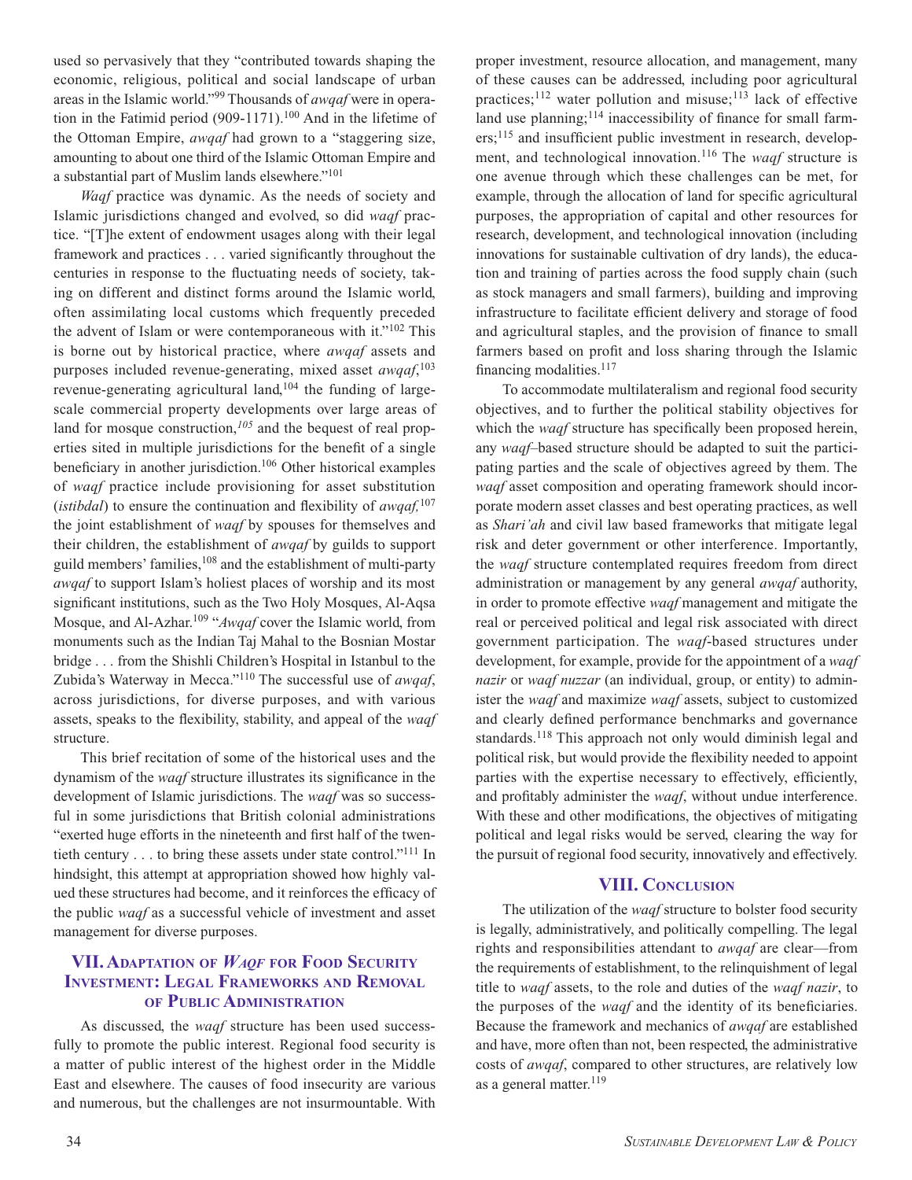used so pervasively that they "contributed towards shaping the economic, religious, political and social landscape of urban areas in the Islamic world."[99] Thousands of *awqaf* were in operation in the Fatimid period (909-1171).[100] And in the lifetime of the Ottoman Empire, *awqaf* had grown to a "staggering size, amounting to about one third of the Islamic Ottoman Empire and a substantial part of Muslim lands elsewhere."[101]

*Waqf* practice was dynamic. As the needs of society and Islamic jurisdictions changed and evolved, so did *waqf* practice. "[T]he extent of endowment usages along with their legal framework and practices . . . varied significantly throughout the centuries in response to the fluctuating needs of society, taking on different and distinct forms around the Islamic world, often assimilating local customs which frequently preceded the advent of Islam or were contemporaneous with it."[102] This is borne out by historical practice, where *awqaf* assets and purposes included revenue-generating, mixed asset *awqaf*,[103] revenue-generating agricultural land,[104] the funding of large-scale commercial property developments over large areas of land for mosque construction,[105] and the bequest of real properties sited in multiple jurisdictions for the benefit of a single beneficiary in another jurisdiction.[106] Other historical examples of *waqf* practice include provisioning for asset substitution (*istibdal*) to ensure the continuation and flexibility of *awqaf,*[107] the joint establishment of *waqf* by spouses for themselves and their children, the establishment of *awqaf* by guilds to support guild members' families,[108] and the establishment of multi-party *awqaf* to support Islam's holiest places of worship and its most significant institutions, such as the Two Holy Mosques, Al-Aqsa Mosque, and Al-Azhar.[109] "*Awqaf* cover the Islamic world, from monuments such as the Indian Taj Mahal to the Bosnian Mostar bridge . . . from the Shishli Children's Hospital in Istanbul to the Zubida's Waterway in Mecca."[110] The successful use of *awqaf*, across jurisdictions, for diverse purposes, and with various assets, speaks to the flexibility, stability, and appeal of the *waqf* structure.

This brief recitation of some of the historical uses and the dynamism of the *waqf* structure illustrates its significance in the development of Islamic jurisdictions. The *waqf* was so successful in some jurisdictions that British colonial administrations "exerted huge efforts in the nineteenth and first half of the twentieth century . . . to bring these assets under state control."[111] In hindsight, this attempt at appropriation showed how highly valued these structures had become, and it reinforces the efficacy of the public *waqf* as a successful vehicle of investment and asset management for diverse purposes.

## VII. Adaptation of *Waqf* for Food Security Investment: Legal Frameworks and Removal of Public Administration

As discussed, the *waqf* structure has been used successfully to promote the public interest. Regional food security is a matter of public interest of the highest order in the Middle East and elsewhere. The causes of food insecurity are various and numerous, but the challenges are not insurmountable. With proper investment, resource allocation, and management, many of these causes can be addressed, including poor agricultural practices;[112] water pollution and misuse;[113] lack of effective land use planning;[114] inaccessibility of finance for small farmers;[115] and insufficient public investment in research, development, and technological innovation.[116] The *waqf* structure is one avenue through which these challenges can be met, for example, through the allocation of land for specific agricultural purposes, the appropriation of capital and other resources for research, development, and technological innovation (including innovations for sustainable cultivation of dry lands), the education and training of parties across the food supply chain (such as stock managers and small farmers), building and improving infrastructure to facilitate efficient delivery and storage of food and agricultural staples, and the provision of finance to small farmers based on profit and loss sharing through the Islamic financing modalities.[117]

To accommodate multilateralism and regional food security objectives, and to further the political stability objectives for which the *waqf* structure has specifically been proposed herein, any *waqf*–based structure should be adapted to suit the participating parties and the scale of objectives agreed by them. The *waqf* asset composition and operating framework should incorporate modern asset classes and best operating practices, as well as *Shari'ah* and civil law based frameworks that mitigate legal risk and deter government or other interference. Importantly, the *waqf* structure contemplated requires freedom from direct administration or management by any general *awqaf* authority, in order to promote effective *waqf* management and mitigate the real or perceived political and legal risk associated with direct government participation. The *waqf*-based structures under development, for example, provide for the appointment of a *waqf nazir* or *waqf nuzzar* (an individual, group, or entity) to administer the *waqf* and maximize *waqf* assets, subject to customized and clearly defined performance benchmarks and governance standards.[118] This approach not only would diminish legal and political risk, but would provide the flexibility needed to appoint parties with the expertise necessary to effectively, efficiently, and profitably administer the *waqf*, without undue interference. With these and other modifications, the objectives of mitigating political and legal risks would be served, clearing the way for the pursuit of regional food security, innovatively and effectively.

## VIII. Conclusion

The utilization of the *waqf* structure to bolster food security is legally, administratively, and politically compelling. The legal rights and responsibilities attendant to *awqaf* are clear—from the requirements of establishment, to the relinquishment of legal title to *waqf* assets, to the role and duties of the *waqf nazir*, to the purposes of the *waqf* and the identity of its beneficiaries. Because the framework and mechanics of *awqaf* are established and have, more often than not, been respected, the administrative costs of *awqaf*, compared to other structures, are relatively low as a general matter.[119]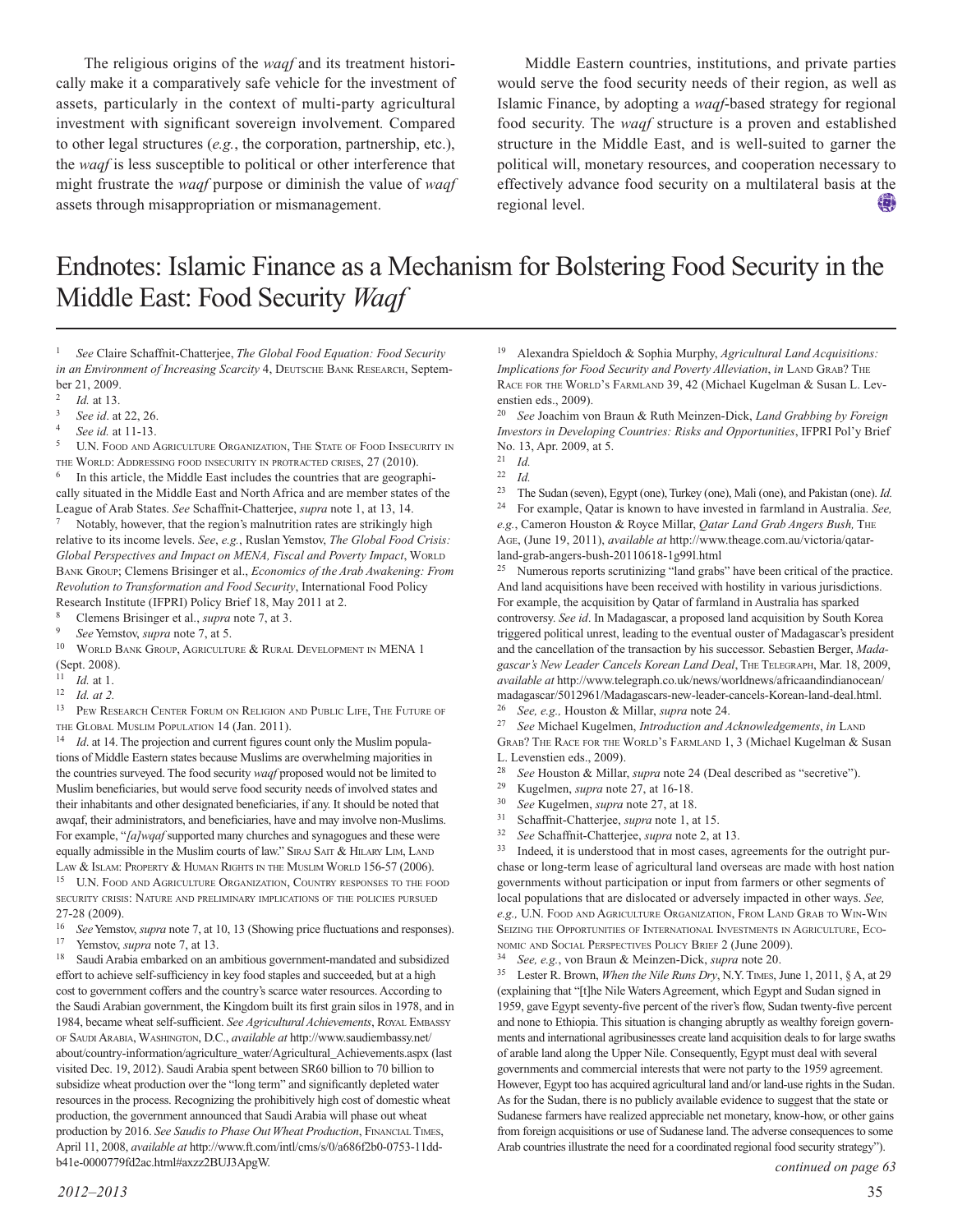The religious origins of the *waqf* and its treatment historically make it a comparatively safe vehicle for the investment of assets, particularly in the context of multi-party agricultural investment with significant sovereign involvement. Compared to other legal structures (*e.g.*, the corporation, partnership, etc.), the *waqf* is less susceptible to political or other interference that might frustrate the *waqf* purpose or diminish the value of *waqf* assets through misappropriation or mismanagement.

Middle Eastern countries, institutions, and private parties would serve the food security needs of their region, as well as Islamic Finance, by adopting a *waqf*-based strategy for regional food security. The *waqf* structure is a proven and established structure in the Middle East, and is well-suited to garner the political will, monetary resources, and cooperation necessary to effectively advance food security on a multilateral basis at the regional level.

# Endnotes: Islamic Finance as a Mechanism for Bolstering Food Security in the Middle East: Food Security *Waqf*

[1] *See* Claire Schaffnit-Chatterjee, *The Global Food Equation: Food Security in an Environment of Increasing Scarcity* 4, Deutsche Bank Research, September 21, 2009.

[2] *Id.* at 13.

[3] *See id*. at 22, 26.

[4] *See id.* at 11-13.

[5] U.N. Food and Agriculture Organization, The State of Food Insecurity in the World: Addressing food insecurity in protracted crises, 27 (2010).

[6] In this article, the Middle East includes the countries that are geographically situated in the Middle East and North Africa and are member states of the League of Arab States. *See* Schaffnit-Chatterjee, *supra* note 1, at 13, 14.

[7] Notably, however, that the region's malnutrition rates are strikingly high relative to its income levels. *See*, *e.g.*, Ruslan Yemstov, *The Global Food Crisis: Global Perspectives and Impact on MENA, Fiscal and Poverty Impact*, World Bank Group; Clemens Brisinger et al., *Economics of the Arab Awakening: From Revolution to Transformation and Food Security*, International Food Policy Research Institute (IFPRI) Policy Brief 18, May 2011 at 2.

[8] Clemens Brisinger et al., *supra* note 7, at 3.

[9] *See* Yemstov, *supra* note 7, at 5.

[10] World Bank Group, Agriculture & Rural Development in MENA 1 (Sept. 2008).

[11] *Id.* at 1.

[12] *Id. at 2.*

[13] Pew Research Center Forum on Religion and Public Life, The Future of the Global Muslim Population 14 (Jan. 2011).

[14] *Id*. at 14. The projection and current figures count only the Muslim populations of Middle Eastern states because Muslims are overwhelming majorities in the countries surveyed. The food security *waqf* proposed would not be limited to Muslim beneficiaries, but would serve food security needs of involved states and their inhabitants and other designated beneficiaries, if any. It should be noted that awqaf, their administrators, and beneficiaries, have and may involve non-Muslims. For example, "*[a]wqaf* supported many churches and synagogues and these were equally admissible in the Muslim courts of law." Siraj Sait & Hilary Lim, Land Law & Islam: Property & Human Rights in the Muslim World 156-57 (2006).

[15] U.N. Food and Agriculture Organization, Country responses to the food security crisis: Nature and preliminary implications of the policies pursued 27-28 (2009).

[16] *See* Yemstov, *supra* note 7, at 10, 13 (Showing price fluctuations and responses).

[17] Yemstov, *supra* note 7, at 13.

[18] Saudi Arabia embarked on an ambitious government-mandated and subsidized effort to achieve self-sufficiency in key food staples and succeeded, but at a high cost to government coffers and the country's scarce water resources. According to the Saudi Arabian government, the Kingdom built its first grain silos in 1978, and in 1984, became wheat self-sufficient. *See Agricultural Achievements*, Royal Embassy of Saudi Arabia, Washington, D.C., *available at* http://www.saudiembassy.net/about/country-information/agriculture_water/Agricultural_Achievements.aspx (last visited Dec. 19, 2012). Saudi Arabia spent between SR60 billion to 70 billion to subsidize wheat production over the "long term" and significantly depleted water resources in the process. Recognizing the prohibitively high cost of domestic wheat production, the government announced that Saudi Arabia will phase out wheat production by 2016. *See Saudis to Phase Out Wheat Production*, Financial Times, April 11, 2008, *available at* http://www.ft.com/intl/cms/s/0/a686f2b0-0753-11dd-b41e-0000779fd2ac.html#axzz2BUJ3ApgW.

[19] Alexandra Spieldoch & Sophia Murphy, *Agricultural Land Acquisitions: Implications for Food Security and Poverty Alleviation*, *in* Land Grab? The Race for the World's Farmland 39, 42 (Michael Kugelman & Susan L. Levenstien eds., 2009).

[20] *See* Joachim von Braun & Ruth Meinzen-Dick, *Land Grabbing by Foreign Investors in Developing Countries: Risks and Opportunities*, IFPRI Pol'y Brief No. 13, Apr. 2009, at 5.

[21] *Id.*

[22] *Id.*

[23] The Sudan (seven), Egypt (one), Turkey (one), Mali (one), and Pakistan (one). *Id.*

[24] For example, Qatar is known to have invested in farmland in Australia. *See, e.g.*, Cameron Houston & Royce Millar, *Qatar Land Grab Angers Bush,* The Age, (June 19, 2011), *available at* http://www.theage.com.au/victoria/qatar-land-grab-angers-bush-20110618-1g99l.html

[25] Numerous reports scrutinizing "land grabs" have been critical of the practice. And land acquisitions have been received with hostility in various jurisdictions. For example, the acquisition by Qatar of farmland in Australia has sparked controversy. *See id*. In Madagascar, a proposed land acquisition by South Korea triggered political unrest, leading to the eventual ouster of Madagascar's president and the cancellation of the transaction by his successor. Sebastien Berger, *Madagascar's New Leader Cancels Korean Land Deal*, The Telegraph, Mar. 18, 2009, *available at* http://www.telegraph.co.uk/news/worldnews/africaandindianocean/madagascar/5012961/Madagascars-new-leader-cancels-Korean-land-deal.html.

[26] *See, e.g.,* Houston & Millar, *supra* note 24.

[27] *See* Michael Kugelmen, *Introduction and Acknowledgements*, *in* Land Grab? The Race for the World's Farmland 1, 3 (Michael Kugelman & Susan L. Levenstien eds., 2009).

[28] *See* Houston & Millar, *supra* note 24 (Deal described as "secretive").

[29] Kugelmen, *supra* note 27, at 16-18.

[30] *See* Kugelmen, *supra* note 27, at 18.

[31] Schaffnit-Chatterjee, *supra* note 1, at 15.

[32] *See* Schaffnit-Chatterjee, *supra* note 2, at 13.

[33] Indeed, it is understood that in most cases, agreements for the outright purchase or long-term lease of agricultural land overseas are made with host nation governments without participation or input from farmers or other segments of local populations that are dislocated or adversely impacted in other ways. *See, e.g.,* U.N. Food and Agriculture Organization, From Land Grab to Win-Win Seizing the Opportunities of International Investments in Agriculture, Economic and Social Perspectives Policy Brief 2 (June 2009).

[34] *See, e.g.*, von Braun & Meinzen-Dick, *supra* note 20.

[35] Lester R. Brown, *When the Nile Runs Dry*, N.Y. Times, June 1, 2011, § A, at 29 (explaining that "[t]he Nile Waters Agreement, which Egypt and Sudan signed in 1959, gave Egypt seventy-five percent of the river's flow, Sudan twenty-five percent and none to Ethiopia. This situation is changing abruptly as wealthy foreign governments and international agribusinesses create land acquisition deals to for large swaths of arable land along the Upper Nile. Consequently, Egypt must deal with several governments and commercial interests that were not party to the 1959 agreement. However, Egypt too has acquired agricultural land and/or land-use rights in the Sudan. As for the Sudan, there is no publicly available evidence to suggest that the state or Sudanese farmers have realized appreciable net monetary, know-how, or other gains from foreign acquisitions or use of Sudanese land. The adverse consequences to some Arab countries illustrate the need for a coordinated regional food security strategy").

*continued on page 63*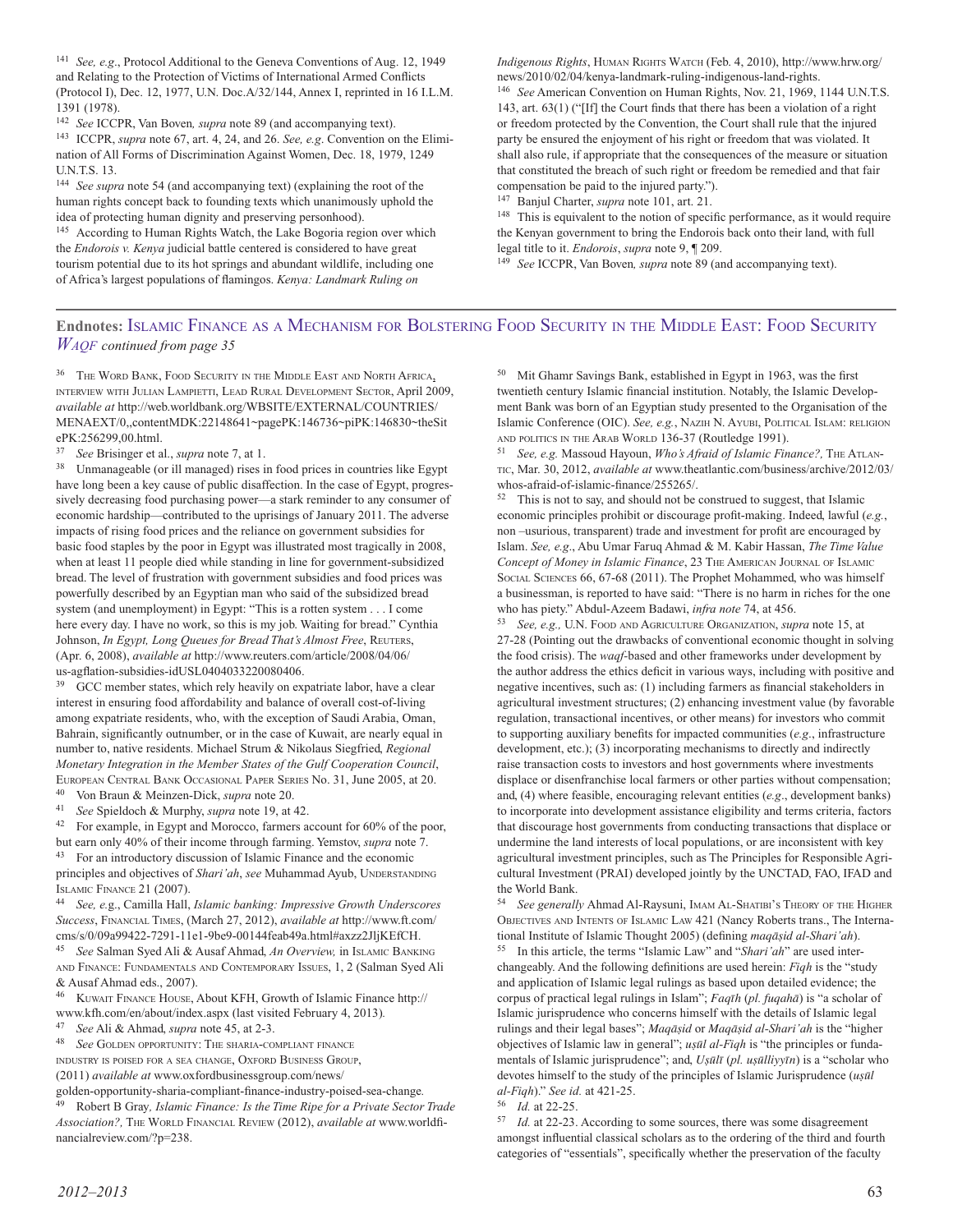[141] *See, e.g*., Protocol Additional to the Geneva Conventions of Aug. 12, 1949 and Relating to the Protection of Victims of International Armed Conflicts (Protocol I), Dec. 12, 1977, U.N. Doc.A/32/144, Annex I, reprinted in 16 I.L.M. 1391 (1978).

[142] *See* ICCPR, Van Boven*, supra* note 89 (and accompanying text).

[143] ICCPR, *supra* note 67, art. 4, 24, and 26. *See, e.g*. Convention on the Elimination of All Forms of Discrimination Against Women, Dec. 18, 1979, 1249 U.N.T.S. 13.

[144] *See supra* note 54 (and accompanying text) (explaining the root of the human rights concept back to founding texts which unanimously uphold the idea of protecting human dignity and preserving personhood).

[145] According to Human Rights Watch, the Lake Bogoria region over which the *Endorois v. Kenya* judicial battle centered is considered to have great tourism potential due to its hot springs and abundant wildlife, including one of Africa's largest populations of flamingos. *Kenya: Landmark Ruling on Indigenous Rights*, Human Rights Watch (Feb. 4, 2010), http://www.hrw.org/news/2010/02/04/kenya-landmark-ruling-indigenous-land-rights.

[146] *See* American Convention on Human Rights, Nov. 21, 1969, 1144 U.N.T.S. 143, art. 63(1) ("[If] the Court finds that there has been a violation of a right or freedom protected by the Convention, the Court shall rule that the injured party be ensured the enjoyment of his right or freedom that was violated. It shall also rule, if appropriate that the consequences of the measure or situation that constituted the breach of such right or freedom be remedied and that fair compensation be paid to the injured party.").

[147] Banjul Charter, *supra* note 101, art. 21.

[148] This is equivalent to the notion of specific performance, as it would require the Kenyan government to bring the Endorois back onto their land, with full legal title to it. *Endorois*, *supra* note 9, ¶ 209.

[149] *See* ICCPR, Van Boven*, supra* note 89 (and accompanying text).

## Endnotes: Islamic Finance as a Mechanism for Bolstering Food Security in the Middle East: Food Security *Waqf* *continued from page 35*

[36] The Word Bank, Food Security in the Middle East and North Africa, interview with Julian Lampietti, Lead Rural Development Sector, April 2009, *available at* http://web.worldbank.org/WBSITE/EXTERNAL/COUNTRIES/MENAEXT/0,,contentMDK:22148641~pagePK:146736~piPK:146830~theSitePK:256299,00.html.

[37] *See* Brisinger et al., *supra* note 7, at 1.

[38] Unmanageable (or ill managed) rises in food prices in countries like Egypt have long been a key cause of public disaffection. In the case of Egypt, progressively decreasing food purchasing power—a stark reminder to any consumer of economic hardship—contributed to the uprisings of January 2011. The adverse impacts of rising food prices and the reliance on government subsidies for basic food staples by the poor in Egypt was illustrated most tragically in 2008, when at least 11 people died while standing in line for government-subsidized bread. The level of frustration with government subsidies and food prices was powerfully described by an Egyptian man who said of the subsidized bread system (and unemployment) in Egypt: "This is a rotten system . . . I come here every day. I have no work, so this is my job. Waiting for bread." Cynthia Johnson, *In Egypt, Long Queues for Bread That's Almost Free*, Reuters, (Apr. 6, 2008), *available at* http://www.reuters.com/article/2008/04/06/us-agflation-subsidies-idUSL0404033220080406.

[39] GCC member states, which rely heavily on expatriate labor, have a clear interest in ensuring food affordability and balance of overall cost-of-living among expatriate residents, who, with the exception of Saudi Arabia, Oman, Bahrain, significantly outnumber, or in the case of Kuwait, are nearly equal in number to, native residents. Michael Strum & Nikolaus Siegfried, *Regional Monetary Integration in the Member States of the Gulf Cooperation Council*, European Central Bank Occasional Paper Series No. 31, June 2005, at 20.

[40] Von Braun & Meinzen-Dick, *supra* note 20.

[41] *See* Spieldoch & Murphy, *supra* note 19, at 42.

[42] For example, in Egypt and Morocco, farmers account for 60% of the poor, but earn only 40% of their income through farming. Yemstov, *supra* note 7.

[43] For an introductory discussion of Islamic Finance and the economic principles and objectives of *Shari'ah*, *see* Muhammad Ayub, Understanding Islamic Finance 21 (2007).

[44] *See,* e.g., Camilla Hall, *Islamic banking: Impressive Growth Underscores Success*, Financial Times, (March 27, 2012), *available at* http://www.ft.com/cms/s/0/09a99422-7291-11e1-9be9-00144feab49a.html#axzz2JljKEfCH.

[45] *See* Salman Syed Ali & Ausaf Ahmad, *An Overview,* in Islamic Banking and Finance: Fundamentals and Contemporary Issues, 1, 2 (Salman Syed Ali & Ausaf Ahmad eds., 2007).

[46] Kuwait Finance House, About KFH, Growth of Islamic Finance http://www.kfh.com/en/about/index.aspx (last visited February 4, 2013)*.*

[47] *See* Ali & Ahmad, *supra* note 45, at 2-3.

[48] *See* Golden opportunity: The sharia-compliant finance industry is poised for a sea change, Oxford Business Group, (2011) *available at* www.oxfordbusinessgroup.com/news/golden-opportunity-sharia-compliant-finance-industry-poised-sea-change*.*

[49] Robert B Gray*, Islamic Finance: Is the Time Ripe for a Private Sector Trade Association?,* The World Financial Review (2012), *available at* www.worldfinancialreview.com/?p=238.

[50] Mit Ghamr Savings Bank, established in Egypt in 1963, was the first twentieth century Islamic financial institution. Notably, the Islamic Development Bank was born of an Egyptian study presented to the Organisation of the Islamic Conference (OIC). *See, e.g.*, Nazih N. Ayubi, Political Islam: religion and politics in the Arab World 136-37 (Routledge 1991).

[51] *See, e.g.* Massoud Hayoun, *Who's Afraid of Islamic Finance?,* The Atlantic, Mar. 30, 2012, *available at* www.theatlantic.com/business/archive/2012/03/whos-afraid-of-islamic-finance/255265/.

[52] This is not to say, and should not be construed to suggest, that Islamic economic principles prohibit or discourage profit-making. Indeed, lawful (*e.g.*, non –usurious, transparent) trade and investment for profit are encouraged by Islam. *See, e.g*., Abu Umar Faruq Ahmad & M. Kabir Hassan, *The Time Value Concept of Money in Islamic Finance*, 23 The American Journal of Islamic Social Sciences 66, 67-68 (2011). The Prophet Mohammed, who was himself a businessman, is reported to have said: "There is no harm in riches for the one who has piety." Abdul-Azeem Badawi, *infra note* 74, at 456.

[53] *See, e.g.,* U.N. Food and Agriculture Organization, *supra* note 15, at 27-28 (Pointing out the drawbacks of conventional economic thought in solving the food crisis). The *waqf*-based and other frameworks under development by the author address the ethics deficit in various ways, including with positive and negative incentives, such as: (1) including farmers as financial stakeholders in agricultural investment structures; (2) enhancing investment value (by favorable regulation, transactional incentives, or other means) for investors who commit to supporting auxiliary benefits for impacted communities (*e.g*., infrastructure development, etc.); (3) incorporating mechanisms to directly and indirectly raise transaction costs to investors and host governments where investments displace or disenfranchise local farmers or other parties without compensation; and, (4) where feasible, encouraging relevant entities (*e.g*., development banks) to incorporate into development assistance eligibility and terms criteria, factors that discourage host governments from conducting transactions that displace or undermine the land interests of local populations, or are inconsistent with key agricultural investment principles, such as The Principles for Responsible Agricultural Investment (PRAI) developed jointly by the UNCTAD, FAO, IFAD and the World Bank.

[54] *See generally* Ahmad Al-Raysuni, Imam Al-Shatibi's Theory of the Higher Objectives and Intents of Islamic Law 421 (Nancy Roberts trans., The International Institute of Islamic Thought 2005) (defining *maqāṣid al-Shari'ah*).

[55] In this article, the terms "Islamic Law" and "*Shari'ah*" are used interchangeably. And the following definitions are used herein: *Fiqh* is the "study and application of Islamic legal rulings as based upon detailed evidence; the corpus of practical legal rulings in Islam"; *Faqīh* (*pl. fuqahā*) is "a scholar of Islamic jurisprudence who concerns himself with the details of Islamic legal rulings and their legal bases"; *Maqāṣid* or *Maqāṣid al-Shari'ah* is the "higher objectives of Islamic law in general"; *uṣūl al-Fiqh* is "the principles or fundamentals of Islamic jurisprudence"; and, *Uṣūlī* (*pl. uṣūlliyyīn*) is a "scholar who devotes himself to the study of the principles of Islamic Jurisprudence (*uṣūl al-Fiqh*)." *See id.* at 421-25.

[56] *Id.* at 22-25.

[57] *Id.* at 22-23. According to some sources, there was some disagreement amongst influential classical scholars as to the ordering of the third and fourth categories of "essentials", specifically whether the preservation of the faculty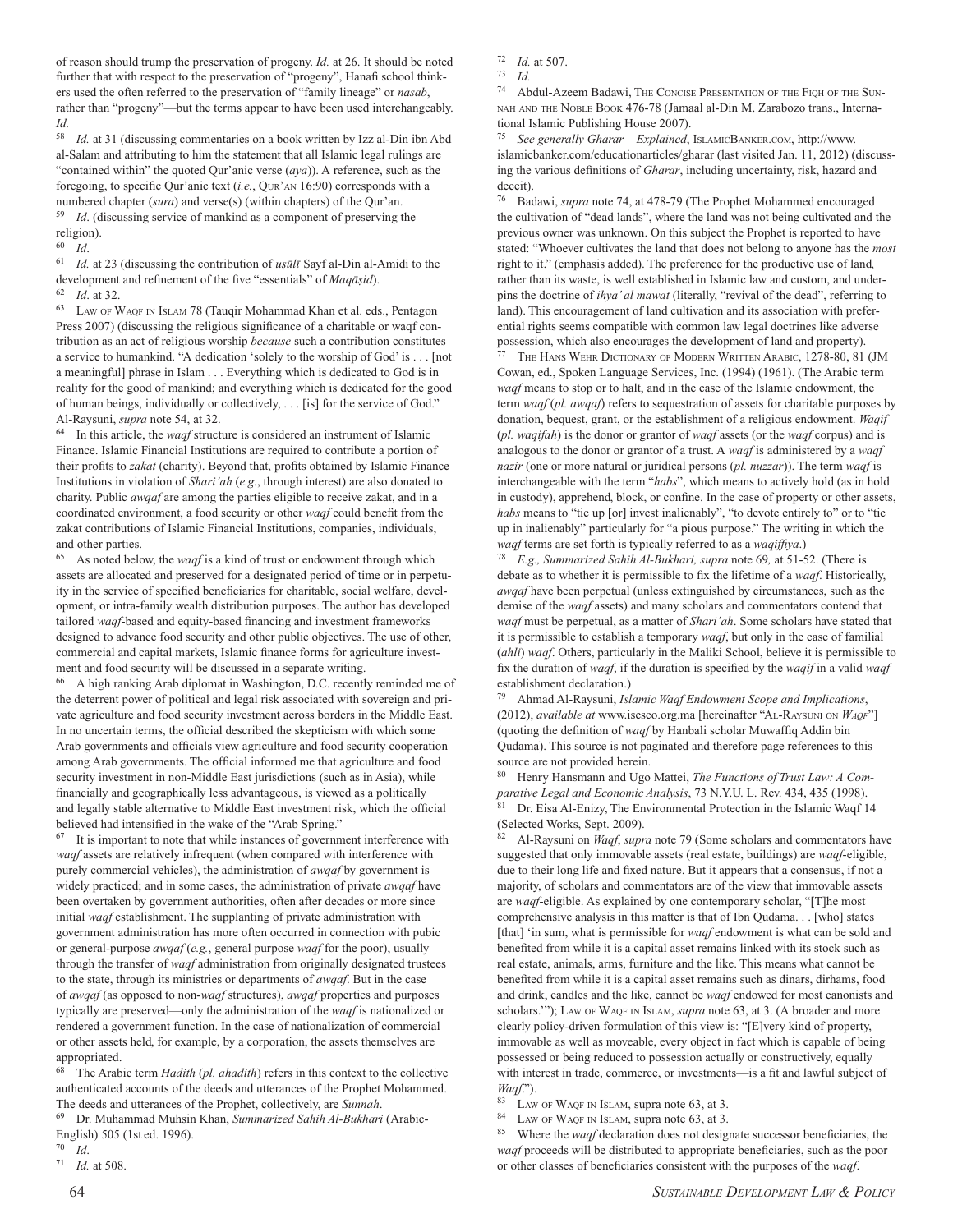of reason should trump the preservation of progeny. *Id.* at 26. It should be noted further that with respect to the preservation of "progeny," Hanafi school thinkers used the often referred to the preservation of "family lineage" or *nasab*, rather than "progeny"—but the terms appear to have been used interchangeably. *Id.*

58 *Id.* at 31 (discussing commentaries on a book written by Izz al-Din ibn Abd al-Salam and attributing to him the statement that all Islamic legal rulings are "contained within" the quoted Qur'anic verse (*aya*)). A reference, such as the foregoing, to specific Qur'anic text (*i.e.*, Qur'an 16:90) corresponds with a numbered chapter (*sura*) and verse(s) (within chapters) of the Qur'an.

59 *Id*. (discussing service of mankind as a component of preserving the religion).

60 *Id*.

61 *Id.* at 23 (discussing the contribution of *uṣūlī* Sayf al-Din al-Amidi to the development and refinement of the five "essentials" of *Maqāṣid*).

62 *Id*. at 32.

63 Law of Waqf in Islam 78 (Tauqir Mohammad Khan et al. eds., Pentagon Press 2007) (discussing the religious significance of a charitable or waqf contribution as an act of religious worship *because* such a contribution constitutes a service to humankind. "A dedication 'solely to the worship of God' is . . . [not a meaningful] phrase in Islam . . . Everything which is dedicated to God is in reality for the good of mankind; and everything which is dedicated for the good of human beings, individually or collectively, . . . [is] for the service of God." Al-Raysuni, *supra* note 54, at 32.

64 In this article, the *waqf* structure is considered an instrument of Islamic Finance. Islamic Financial Institutions are required to contribute a portion of their profits to *zakat* (charity). Beyond that, profits obtained by Islamic Finance Institutions in violation of *Shari'ah* (*e.g.*, through interest) are also donated to charity. Public *awqaf* are among the parties eligible to receive zakat, and in a coordinated environment, a food security or other *waqf* could benefit from the zakat contributions of Islamic Financial Institutions, companies, individuals, and other parties.

65 As noted below, the *waqf* is a kind of trust or endowment through which assets are allocated and preserved for a designated period of time or in perpetuity in the service of specified beneficiaries for charitable, social welfare, development, or intra-family wealth distribution purposes. The author has developed tailored *waqf*-based and equity-based financing and investment frameworks designed to advance food security and other public objectives. The use of other, commercial and capital markets, Islamic finance forms for agriculture investment and food security will be discussed in a separate writing.

66 A high ranking Arab diplomat in Washington, D.C. recently reminded me of the deterrent power of political and legal risk associated with sovereign and private agriculture and food security investment across borders in the Middle East. In no uncertain terms, the official described the skepticism with which some Arab governments and officials view agriculture and food security cooperation among Arab governments. The official informed me that agriculture and food security investment in non-Middle East jurisdictions (such as in Asia), while financially and geographically less advantageous, is viewed as a politically and legally stable alternative to Middle East investment risk, which the official believed had intensified in the wake of the "Arab Spring."

67 It is important to note that while instances of government interference with *waqf* assets are relatively infrequent (when compared with interference with purely commercial vehicles), the administration of *awqaf* by government is widely practiced; and in some cases, the administration of private *awqaf* have been overtaken by government authorities, often after decades or more since initial *waqf* establishment. The supplanting of private administration with government administration has more often occurred in connection with pubic or general-purpose *awqaf* (*e.g.*, general purpose *waqf* for the poor), usually through the transfer of *waqf* administration from originally designated trustees to the state, through its ministries or departments of *awqaf*. But in the case of *awqaf* (as opposed to non-*waqf* structures), *awqaf* properties and purposes typically are preserved—only the administration of the *waqf* is nationalized or rendered a government function. In the case of nationalization of commercial or other assets held, for example, by a corporation, the assets themselves are appropriated.

68 The Arabic term *Hadith* (*pl. ahadith*) refers in this context to the collective authenticated accounts of the deeds and utterances of the Prophet Mohammed. The deeds and utterances of the Prophet, collectively, are *Sunnah*.

69 Dr. Muhammad Muhsin Khan, *Summarized Sahih Al-Bukhari* (Arabic-English) 505 (1st ed. 1996).

70 *Id*.

71 *Id.* at 508.

72 *Id.* at 507.

73 *Id.*

74 Abdul-Azeem Badawi, The Concise Presentation of the Fiqh of the Sunnah and the Noble Book 476-78 (Jamaal al-Din M. Zarabozo trans., International Islamic Publishing House 2007).

75 *See generally Gharar – Explained*, IslamicBanker.com, http://www.islamicbanker.com/educationarticles/gharar (last visited Jan. 11, 2012) (discussing the various definitions of *Gharar*, including uncertainty, risk, hazard and deceit).

76 Badawi, *supra* note 74, at 478-79 (The Prophet Mohammed encouraged the cultivation of "dead lands", where the land was not being cultivated and the previous owner was unknown. On this subject the Prophet is reported to have stated: "Whoever cultivates the land that does not belong to anyone has the *most* right to it." (emphasis added). The preference for the productive use of land, rather than its waste, is well established in Islamic law and custom, and underpins the doctrine of *ihya' al mawat* (literally, "revival of the dead", referring to land). This encouragement of land cultivation and its association with preferential rights seems compatible with common law legal doctrines like adverse possession, which also encourages the development of land and property).

77 The Hans Wehr Dictionary of Modern Written Arabic, 1278-80, 81 (JM Cowan, ed., Spoken Language Services, Inc. (1994) (1961). (The Arabic term *waqf* means to stop or to halt, and in the case of the Islamic endowment, the term *waqf* (*pl. awqaf*) refers to sequestration of assets for charitable purposes by donation, bequest, grant, or the establishment of a religious endowment. *Waqif* (*pl. waqifah*) is the donor or grantor of *waqf* assets (or the *waqf* corpus) and is analogous to the donor or grantor of a trust. A *waqf* is administered by a *waqf nazir* (one or more natural or juridical persons (*pl. nuzzar*)). The term *waqf* is interchangeable with the term "*habs*", which means to actively hold (as in hold in custody), apprehend, block, or confine. In the case of property or other assets, *habs* means to "tie up [or] invest inalienably", "to devote entirely to" or to "tie up in inalienably" particularly for "a pious purpose." The writing in which the *waqf* terms are set forth is typically referred to as a *waqiffiya*.)

78 *E.g., Summarized Sahih Al-Bukhari, supra* note 69*,* at 51-52. (There is debate as to whether it is permissible to fix the lifetime of a *waqf*. Historically, *awqaf* have been perpetual (unless extinguished by circumstances, such as the demise of the *waqf* assets) and many scholars and commentators contend that *waqf* must be perpetual, as a matter of *Shari'ah*. Some scholars have stated that it is permissible to establish a temporary *waqf*, but only in the case of familial (*ahli*) *waqf*. Others, particularly in the Maliki School, believe it is permissible to fix the duration of *waqf*, if the duration is specified by the *waqif* in a valid *waqf* establishment declaration.)

79 Ahmad Al-Raysuni, *Islamic Waqf Endowment Scope and Implications*, (2012), *available at* www.isesco.org.ma [hereinafter "Al-Raysuni on *Waqf*"] (quoting the definition of *waqf* by Hanbali scholar Muwaffiq Addin bin Qudama). This source is not paginated and therefore page references to this source are not provided herein.

80 Henry Hansmann and Ugo Mattei, *The Functions of Trust Law: A Comparative Legal and Economic Analysis*, 73 N.Y.U. L. Rev. 434, 435 (1998).

81 Dr. Eisa Al-Enizy, The Environmental Protection in the Islamic Waqf 14 (Selected Works, Sept. 2009).

82 Al-Raysuni on *Waqf*, *supra* note 79 (Some scholars and commentators have suggested that only immovable assets (real estate, buildings) are *waqf*-eligible, due to their long life and fixed nature. But it appears that a consensus, if not a majority, of scholars and commentators are of the view that immovable assets are *waqf*-eligible. As explained by one contemporary scholar, "[T]he most comprehensive analysis in this matter is that of Ibn Qudama. . . [who] states [that] 'in sum, what is permissible for *waqf* endowment is what can be sold and benefited from while it is a capital asset remains linked with its stock such as real estate, animals, arms, furniture and the like. This means what cannot be benefited from while it is a capital asset remains such as dinars, dirhams, food and drink, candles and the like, cannot be *waqf* endowed for most canonists and scholars.'"); Law of Waqf in Islam, *supra* note 63, at 3. (A broader and more clearly policy-driven formulation of this view is: "[E]very kind of property, immovable as well as moveable, every object in fact which is capable of being possessed or being reduced to possession actually or constructively, equally with interest in trade, commerce, or investments—is a fit and lawful subject of *Waqf*.").

83 Law of Waqf in Islam, supra note 63, at 3.

84 Law of Waqf in Islam, supra note 63, at 3.

85 Where the *waqf* declaration does not designate successor beneficiaries, the *waqf* proceeds will be distributed to appropriate beneficiaries, such as the poor or other classes of beneficiaries consistent with the purposes of the *waqf*.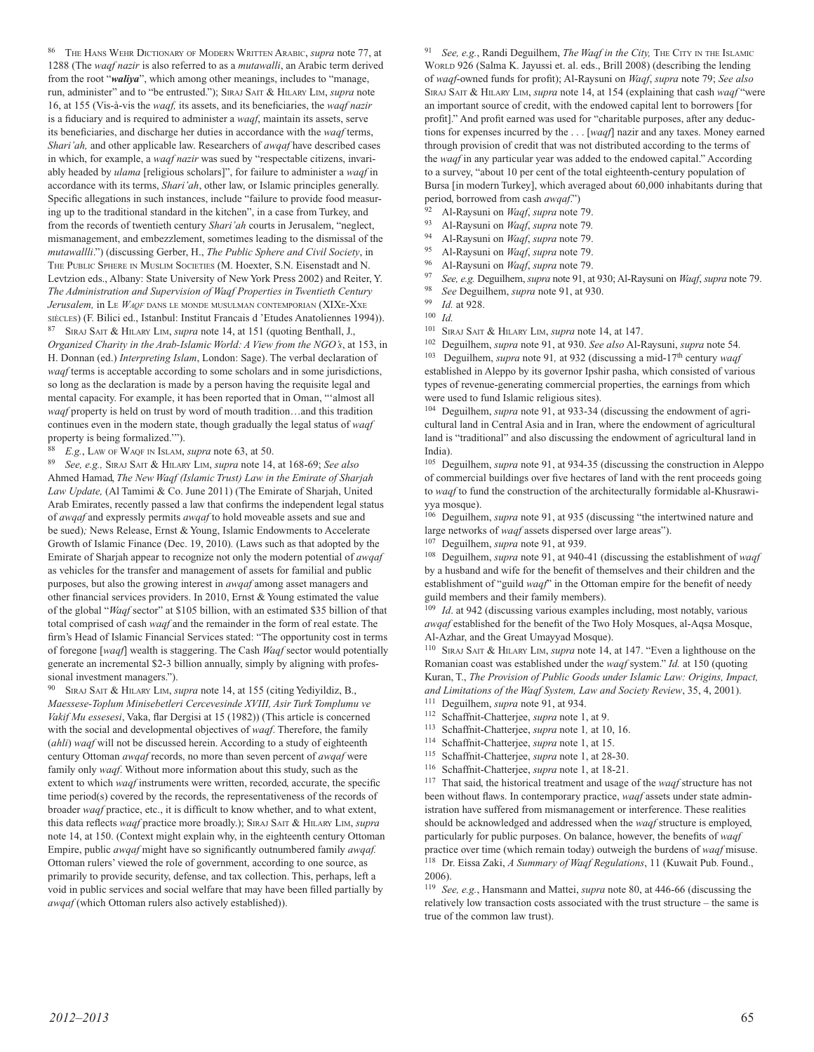86 The Hans Wehr Dictionary of Modern Written Arabic, *supra* note 77, at 1288 (The *waqf nazir* is also referred to as a *mutawalli*, an Arabic term derived from the root "***waliya***", which among other meanings, includes to "manage, run, administer" and to "be entrusted."); Siraj Sait & Hilary Lim, *supra* note 16, at 155 (Vis-à-vis the *waqf,* its assets, and its beneficiaries, the *waqf nazir* is a fiduciary and is required to administer a *waqf*, maintain its assets, serve its beneficiaries, and discharge her duties in accordance with the *waqf* terms, *Shari'ah,* and other applicable law. Researchers of *awqaf* have described cases in which, for example, a *waqf nazir* was sued by "respectable citizens, invariably headed by *ulama* [religious scholars]", for failure to administer a *waqf* in accordance with its terms, *Shari'ah*, other law, or Islamic principles generally. Specific allegations in such instances, include "failure to provide food measuring up to the traditional standard in the kitchen", in a case from Turkey, and from the records of twentieth century *Shari'ah* courts in Jerusalem, "neglect, mismanagement, and embezzlement, sometimes leading to the dismissal of the *mutawallli*.") (discussing Gerber, H., *The Public Sphere and Civil Society*, in The Public Sphere in Muslim Societies (M. Hoexter, S.N. Eisenstadt and N. Levtzion eds., Albany: State University of New York Press 2002) and Reiter, Y. *The Administration and Supervision of Waqf Properties in Twentieth Century Jerusalem,* in Le *Waqf* dans le monde musulman contemporian (XIXe-XXe siècles) (F. Bilici ed., Istanbul: Institut Francais d 'Etudes Anatoliennes 1994)).

87 Siraj Sait & Hilary Lim, *supra* note 14, at 151 (quoting Benthall, J., *Organized Charity in the Arab-Islamic World: A View from the NGO's*, at 153, in H. Donnan (ed.) *Interpreting Islam*, London: Sage). The verbal declaration of *waqf* terms is acceptable according to some scholars and in some jurisdictions, so long as the declaration is made by a person having the requisite legal and mental capacity. For example, it has been reported that in Oman, "'almost all *waqf* property is held on trust by word of mouth tradition…and this tradition continues even in the modern state, though gradually the legal status of *waqf* property is being formalized.'").

88 *E.g.*, Law of Waqf in Islam, *supra* note 63, at 50.

89 *See, e.g.,* Siraj Sait & Hilary Lim, *supra* note 14, at 168-69; *See also* Ahmed Hamad, *The New Waqf (Islamic Trust) Law in the Emirate of Sharjah Law Update,* (Al Tamimi & Co. June 2011) (The Emirate of Sharjah, United Arab Emirates, recently passed a law that confirms the independent legal status of *awqaf* and expressly permits *awqaf* to hold moveable assets and sue and be sued)*;* News Release, Ernst & Young, Islamic Endowments to Accelerate Growth of Islamic Finance (Dec. 19, 2010)*.* (Laws such as that adopted by the Emirate of Sharjah appear to recognize not only the modern potential of *awqaf* as vehicles for the transfer and management of assets for familial and public purposes, but also the growing interest in *awqaf* among asset managers and other financial services providers. In 2010, Ernst & Young estimated the value of the global "*Waqf* sector" at $105 billion, with an estimated $35 billion of that total comprised of cash *waqf* and the remainder in the form of real estate. The firm's Head of Islamic Financial Services stated: "The opportunity cost in terms of foregone [*waqf*] wealth is staggering. The Cash *Waqf* sector would potentially generate an incremental $2-3 billion annually, simply by aligning with professional investment managers.").

90 Siraj Sait & Hilary Lim, *supra* note 14, at 155 (citing Yediyildiz, B., *Maessese-Toplum Minisebetleri Cercevesinde XVIII, Asir Turk Tomplumu ve Vakif Mu essesesi*, Vaka, flar Dergisi at 15 (1982)) (This article is concerned with the social and developmental objectives of *waqf*. Therefore, the family (*ahli*) *waqf* will not be discussed herein. According to a study of eighteenth century Ottoman *awqaf* records, no more than seven percent of *awqaf* were family only *waqf*. Without more information about this study, such as the extent to which *waqf* instruments were written, recorded, accurate, the specific time period(s) covered by the records, the representativeness of the records of broader *waqf* practice, etc., it is difficult to know whether, and to what extent, this data reflects *waqf* practice more broadly.); Siraj Sait & Hilary Lim, *supra* note 14, at 150. (Context might explain why, in the eighteenth century Ottoman Empire, public *awqaf* might have so significantly outnumbered family *awqaf.* Ottoman rulers' viewed the role of government, according to one source, as primarily to provide security, defense, and tax collection. This, perhaps, left a void in public services and social welfare that may have been filled partially by *awqaf* (which Ottoman rulers also actively established)).

91 *See, e.g.*, Randi Deguilhem, *The Waqf in the City,* The City in the Islamic World 926 (Salma K. Jayussi et. al. eds., Brill 2008) (describing the lending of *waqf*-owned funds for profit); Al-Raysuni on *Waqf*, *supra* note 79; *See also* Siraj Sait & Hilary Lim, *supra* note 14, at 154 (explaining that cash *waqf* "were an important source of credit, with the endowed capital lent to borrowers [for profit]." And profit earned was used for "charitable purposes, after any deductions for expenses incurred by the . . . [*waqf*] nazir and any taxes. Money earned through provision of credit that was not distributed according to the terms of the *waqf* in any particular year was added to the endowed capital." According to a survey, "about 10 per cent of the total eighteenth-century population of Bursa [in modern Turkey], which averaged about 60,000 inhabitants during that period, borrowed from cash *awqaf*.")

92 Al-Raysuni on *Waqf*, *supra* note 79.

93 Al-Raysuni on *Waqf*, *supra* note 79*.*

94 Al-Raysuni on *Waqf*, *supra* note 79.

95 Al-Raysuni on *Waqf*, *supra* note 79.

96 Al-Raysuni on *Waqf*, *supra* note 79.

97 *See, e.g.* Deguilhem, *supra* note 91, at 930; Al-Raysuni on *Waqf*, *supra* note 79.

98 *See* Deguilhem, *supra* note 91, at 930.

99 *Id.* at 928.

100 *Id.*

101 Siraj Sait & Hilary Lim, *supra* note 14, at 147.

102 Deguilhem, *supra* note 91, at 930. *See also* Al-Raysuni, *supra* note 54*.*

103 Deguilhem, *supra* note 91*,* at 932 (discussing a mid-17th century *waqf* established in Aleppo by its governor Ipshir pasha, which consisted of various types of revenue-generating commercial properties, the earnings from which were used to fund Islamic religious sites).

104 Deguilhem, *supra* note 91, at 933-34 (discussing the endowment of agricultural land in Central Asia and in Iran, where the endowment of agricultural land is "traditional" and also discussing the endowment of agricultural land in India).

105 Deguilhem, *supra* note 91, at 934-35 (discussing the construction in Aleppo of commercial buildings over five hectares of land with the rent proceeds going to *waqf* to fund the construction of the architecturally formidable al-Khusrawiyya mosque).

106 Deguilhem, *supra* note 91, at 935 (discussing "the intertwined nature and large networks of *waqf* assets dispersed over large areas").

107 Deguilhem, *supra* note 91, at 939.

108 Deguilhem, *supra* note 91, at 940-41 (discussing the establishment of *waqf* by a husband and wife for the benefit of themselves and their children and the establishment of "guild *waqf*" in the Ottoman empire for the benefit of needy guild members and their family members).

109 *Id*. at 942 (discussing various examples including, most notably, various *awqaf* established for the benefit of the Two Holy Mosques, al-Aqsa Mosque, Al-Azhar, and the Great Umayyad Mosque).

110 Siraj Sait & Hilary Lim, *supra* note 14, at 147. "Even a lighthouse on the Romanian coast was established under the *waqf* system." *Id.* at 150 (quoting Kuran, T., *The Provision of Public Goods under Islamic Law: Origins, Impact, and Limitations of the Waqf System, Law and Society Review*, 35, 4, 2001).

111 Deguilhem, *supra* note 91, at 934.

112 Schaffnit-Chatterjee, *supra* note 1, at 9.

113 Schaffnit-Chatterjee, *supra* note 1*,* at 10, 16.

114 Schaffnit-Chatterjee, *supra* note 1, at 15.

115 Schaffnit-Chatterjee, *supra* note 1, at 28-30.

116 Schaffnit-Chatterjee, *supra* note 1, at 18-21.

117 That said, the historical treatment and usage of the *waqf* structure has not been without flaws. In contemporary practice, *waqf* assets under state administration have suffered from mismanagement or interference. These realities should be acknowledged and addressed when the *waqf* structure is employed, particularly for public purposes. On balance, however, the benefits of *waqf* practice over time (which remain today) outweigh the burdens of *waqf* misuse.

118 Dr. Eissa Zaki, *A Summary of Waqf Regulations*, 11 (Kuwait Pub. Found., 2006).

119 *See, e.g.*, Hansmann and Mattei, *supra* note 80, at 446-66 (discussing the relatively low transaction costs associated with the trust structure – the same is true of the common law trust).